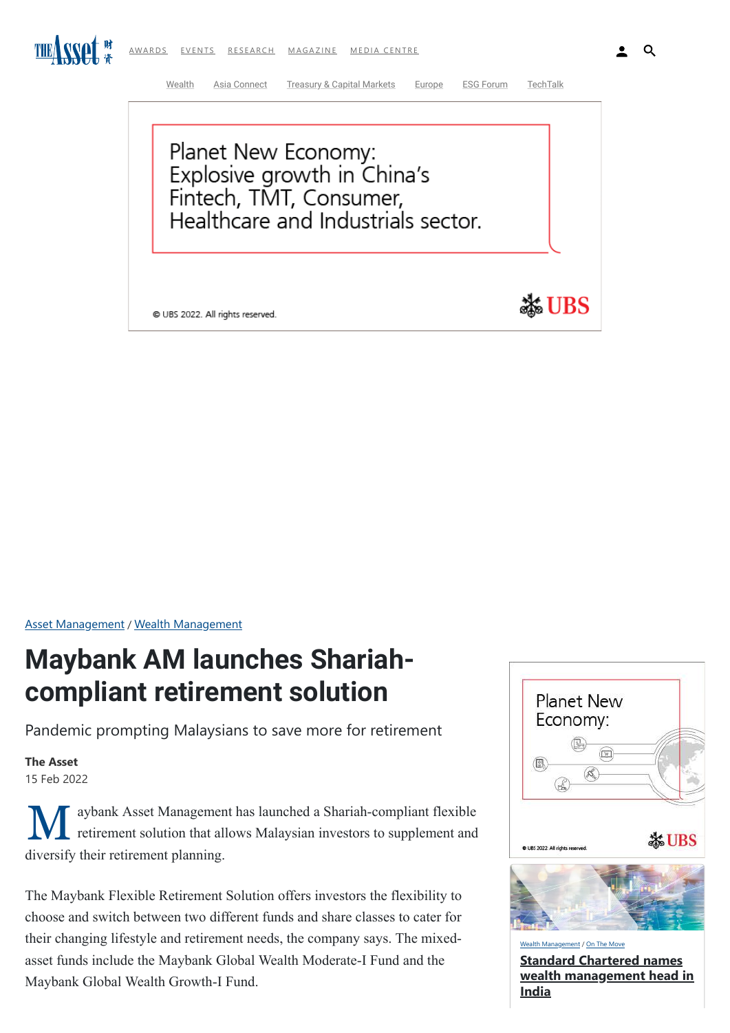Asset Management / Wealth Management

# Maybank AM launches Shariah-compliant retirement solution

Pandemic prompting Malaysians to save more for retirement

**The Asset**
15 Feb 2022

Maybank Asset Management has launched a Shariah-compliant flexible retirement solution that allows Malaysian investors to supplement and diversify their retirement planning.

The Maybank Flexible Retirement Solution offers investors the flexibility to choose and switch between two different funds and share classes to cater for their changing lifestyle and retirement needs, the company says. The mixed-asset funds include the Maybank Global Wealth Moderate-I Fund and the Maybank Global Wealth Growth-I Fund.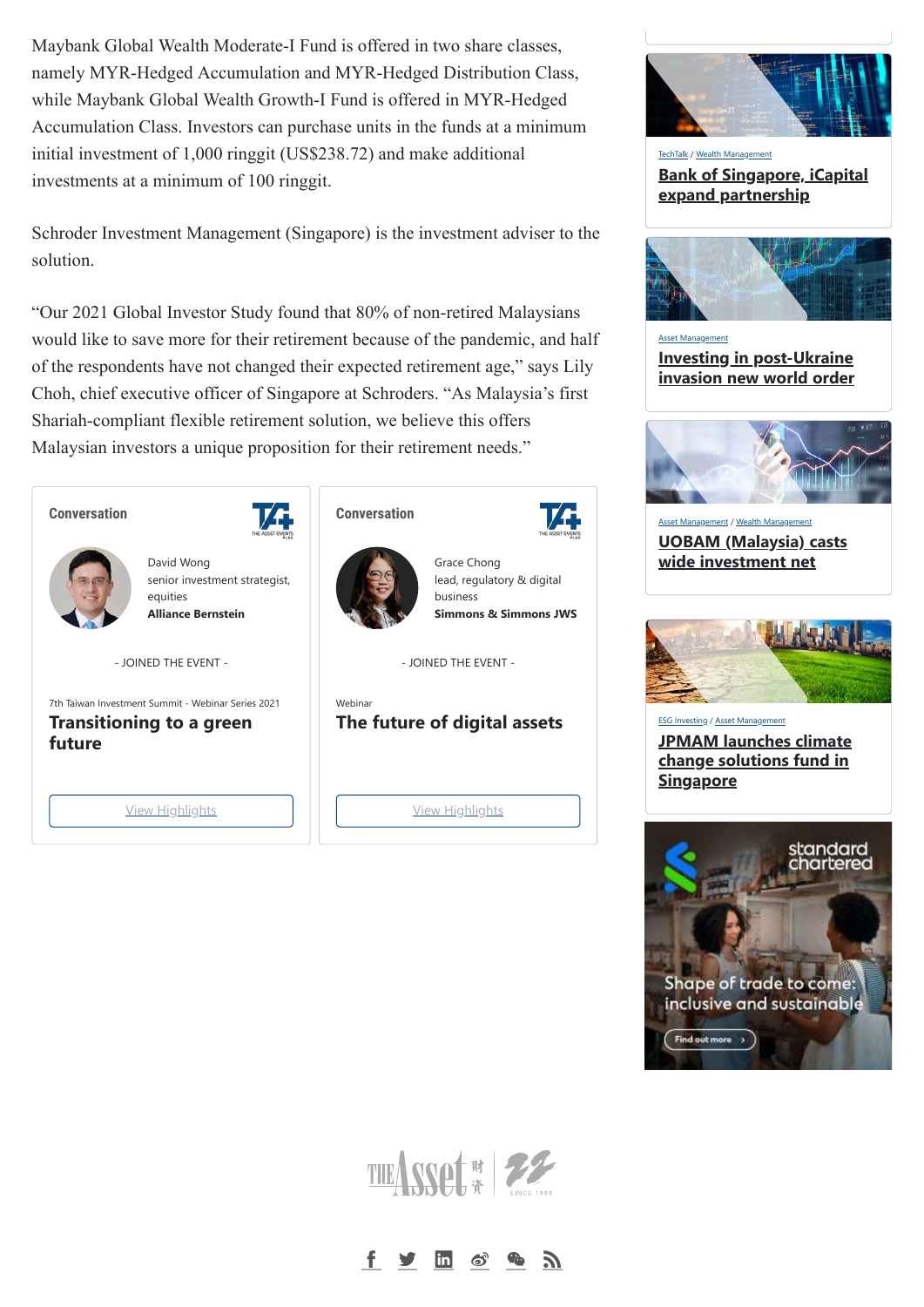Maybank Global Wealth Moderate-I Fund is offered in two share classes, namely MYR-Hedged Accumulation and MYR-Hedged Distribution Class, while Maybank Global Wealth Growth-I Fund is offered in MYR-Hedged Accumulation Class. Investors can purchase units in the funds at a minimum initial investment of 1,000 ringgit (US$238.72) and make additional investments at a minimum of 100 ringgit.

Schroder Investment Management (Singapore) is the investment adviser to the solution.

"Our 2021 Global Investor Study found that 80% of non-retired Malaysians would like to save more for their retirement because of the pandemic, and half of the respondents have not changed their expected retirement age," says Lily Choh, chief executive officer of Singapore at Schroders. "As Malaysia's first Shariah-compliant flexible retirement solution, we believe this offers Malaysian investors a unique proposition for their retirement needs."